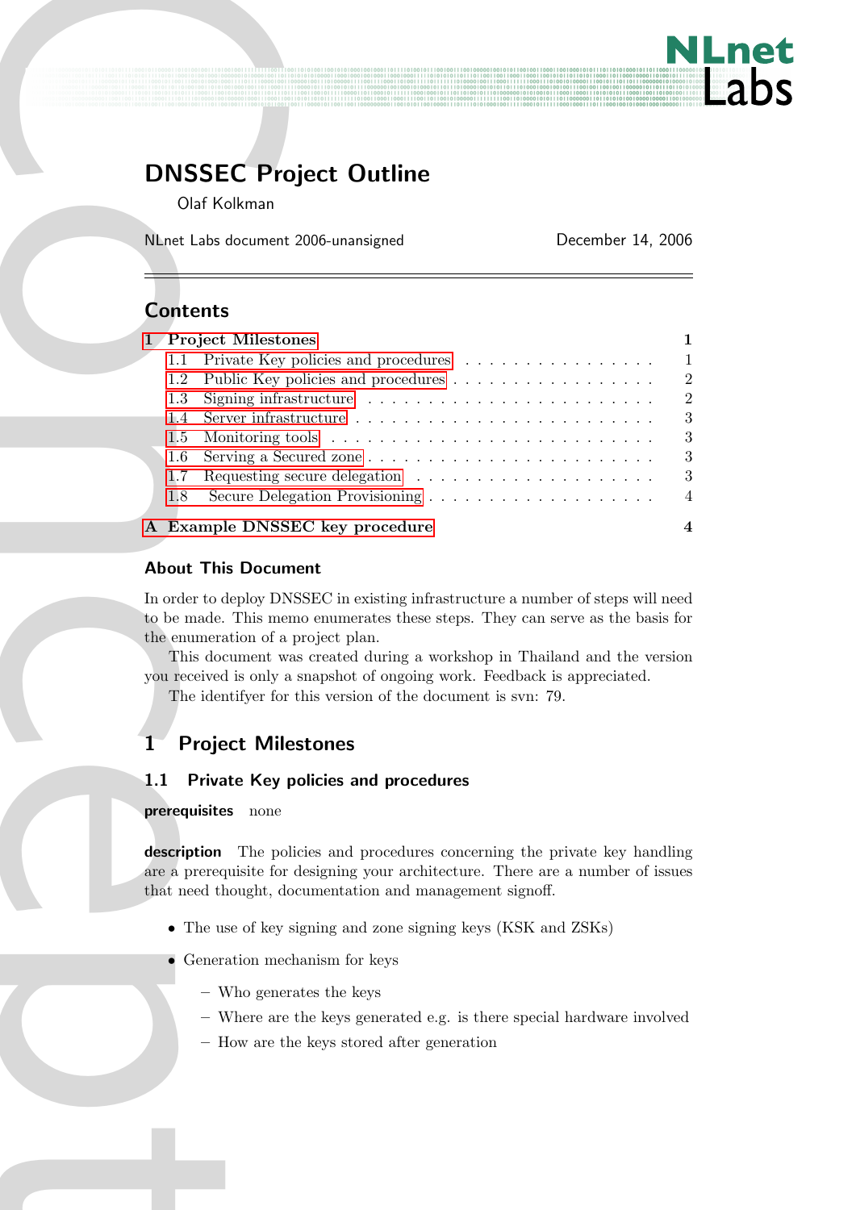# DNSSEC Project Outline

Olaf Kolkman

NLnet Labs document 2006-unansigned — December 14, 2006

## Contents

- 1 Project Milestones — 1
  - 1.1 Private Key policies and procedures — 1
  - 1.2 Public Key policies and procedures — 2
  - 1.3 Signing infrastructure — 2
  - 1.4 Server infrastructure — 3
  - 1.5 Monitoring tools — 3
  - 1.6 Serving a Secured zone — 3
  - 1.7 Requesting secure delegation — 3
  - 1.8 Secure Delegation Provisioning — 4
- A Example DNSSEC key procedure — 4

### About This Document

In order to deploy DNSSEC in existing infrastructure a number of steps will need to be made. This memo enumerates these steps. They can serve as the basis for the enumeration of a project plan.

This document was created during a workshop in Thailand and the version you received is only a snapshot of ongoing work. Feedback is appreciated.

The identifyer for this version of the document is svn: 79.

## 1 Project Milestones

### 1.1 Private Key policies and procedures

**prerequisites** none

**description** The policies and procedures concerning the private key handling are a prerequisite for designing your architecture. There are a number of issues that need thought, documentation and management signoff.

- The use of key signing and zone signing keys (KSK and ZSKs)
- Generation mechanism for keys
  - Who generates the keys
  - Where are the keys generated e.g. is there special hardware involved
  - How are the keys stored after generation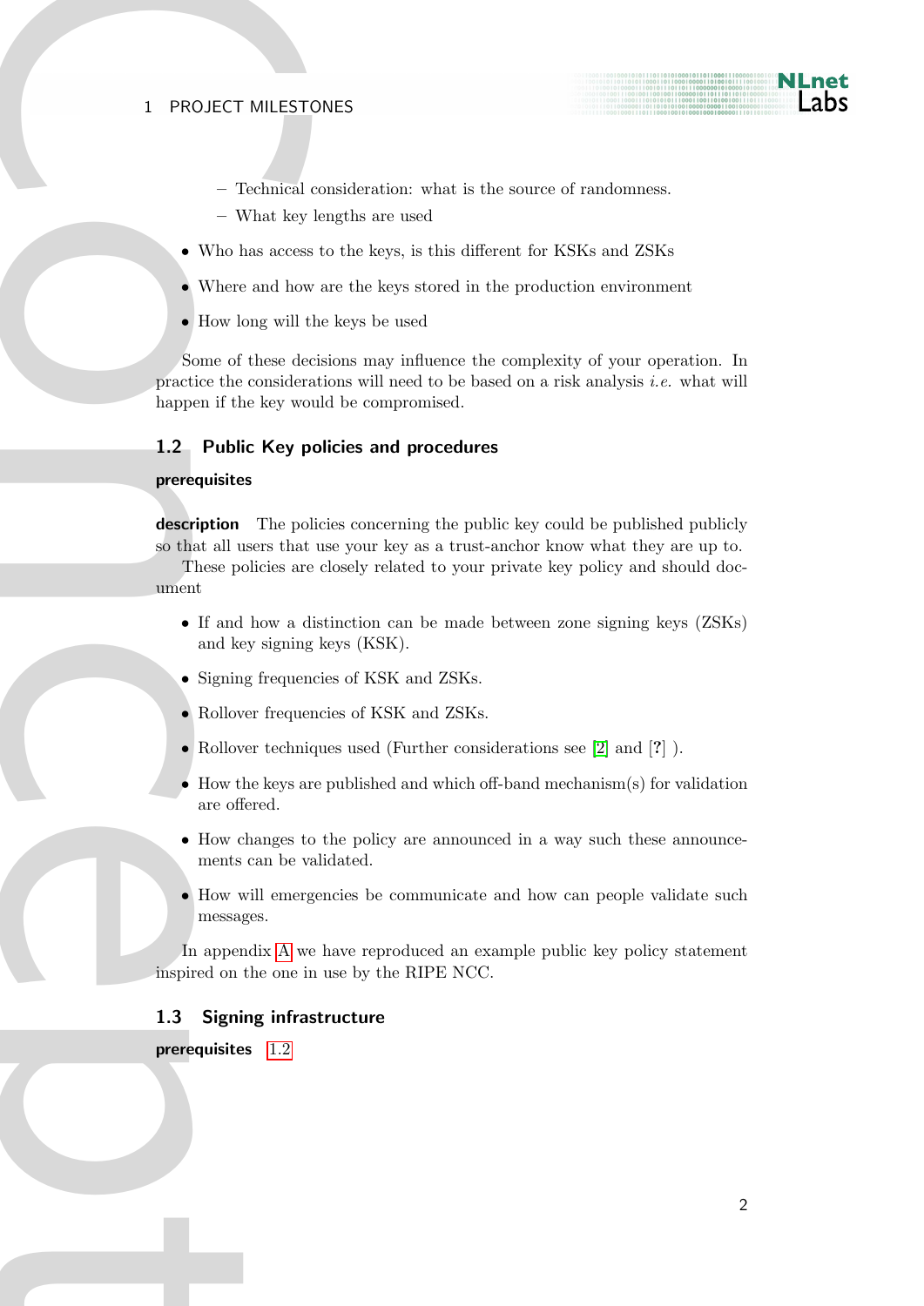- Technical consideration: what is the source of randomness.
   - What key lengths are used

- Who has access to the keys, is this different for KSKs and ZSKs
- Where and how are the keys stored in the production environment
- How long will the keys be used

Some of these decisions may influence the complexity of your operation. In practice the considerations will need to be based on a risk analysis *i.e.* what will happen if the key would be compromised.

### 1.2 Public Key policies and procedures

**prerequisites**

**description** The policies concerning the public key could be published publicly so that all users that use your key as a trust-anchor know what they are up to.

These policies are closely related to your private key policy and should document

- If and how a distinction can be made between zone signing keys (ZSKs) and key signing keys (KSK).
- Signing frequencies of KSK and ZSKs.
- Rollover frequencies of KSK and ZSKs.
- Rollover techniques used (Further considerations see [2] and [?] ).
- How the keys are published and which off-band mechanism(s) for validation are offered.
- How changes to the policy are announced in a way such these announcements can be validated.
- How will emergencies be communicate and how can people validate such messages.

In appendix A we have reproduced an example public key policy statement inspired on the one in use by the RIPE NCC.

### 1.3 Signing infrastructure

**prerequisites** 1.2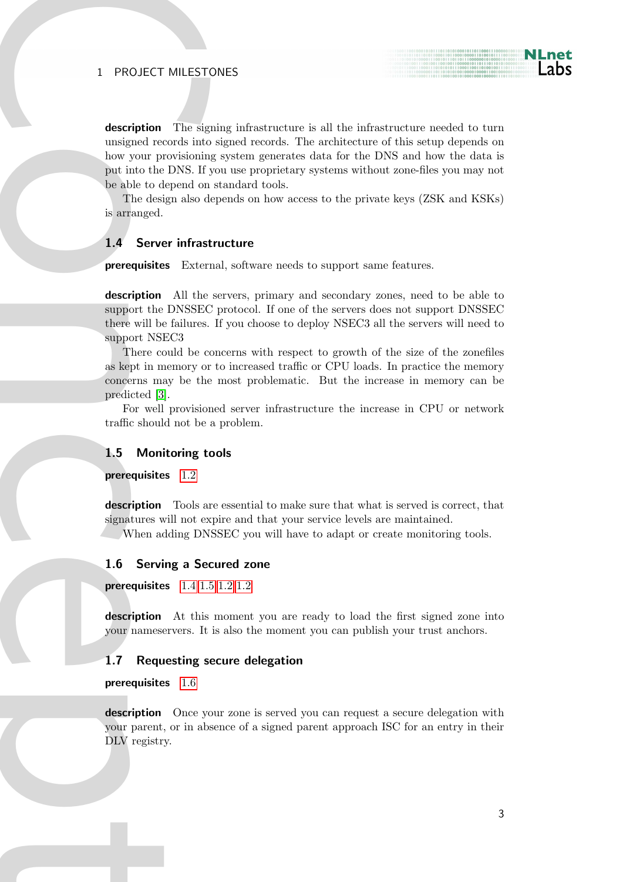**description** The signing infrastructure is all the infrastructure needed to turn unsigned records into signed records. The architecture of this setup depends on how your provisioning system generates data for the DNS and how the data is put into the DNS. If you use proprietary systems without zone-files you may not be able to depend on standard tools.

The design also depends on how access to the private keys (ZSK and KSKs) is arranged.

### 1.4 Server infrastructure

**prerequisites** External, software needs to support same features.

**description** All the servers, primary and secondary zones, need to be able to support the DNSSEC protocol. If one of the servers does not support DNSSEC there will be failures. If you choose to deploy NSEC3 all the servers will need to support NSEC3

There could be concerns with respect to growth of the size of the zonefiles as kept in memory or to increased traffic or CPU loads. In practice the memory concerns may be the most problematic. But the increase in memory can be predicted [3].

For well provisioned server infrastructure the increase in CPU or network traffic should not be a problem.

### 1.5 Monitoring tools

**prerequisites** 1.2

**description** Tools are essential to make sure that what is served is correct, that signatures will not expire and that your service levels are maintained.

When adding DNSSEC you will have to adapt or create monitoring tools.

### 1.6 Serving a Secured zone

**prerequisites** 1.4 1.5 1.2 1.2

**description** At this moment you are ready to load the first signed zone into your nameservers. It is also the moment you can publish your trust anchors.

### 1.7 Requesting secure delegation

**prerequisites** 1.6

**description** Once your zone is served you can request a secure delegation with your parent, or in absence of a signed parent approach ISC for an entry in their DLV registry.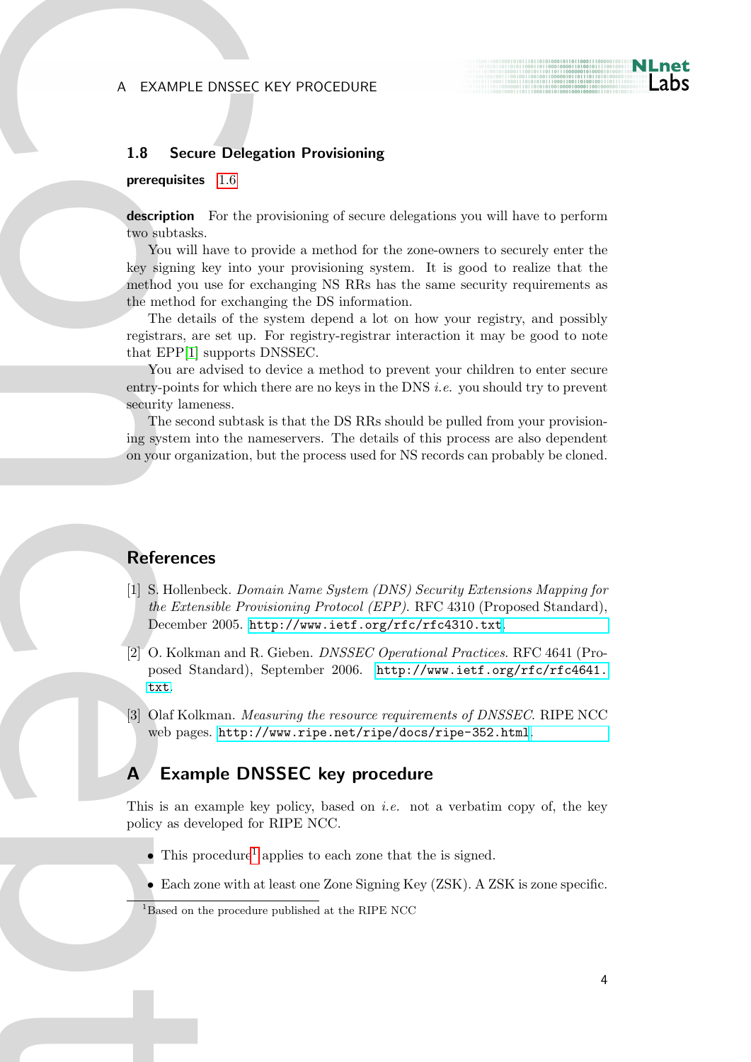### 1.8 Secure Delegation Provisioning

**prerequisites** 1.6

**description** For the provisioning of secure delegations you will have to perform two subtasks.

You will have to provide a method for the zone-owners to securely enter the key signing key into your provisioning system. It is good to realize that the method you use for exchanging NS RRs has the same security requirements as the method for exchanging the DS information.

The details of the system depend a lot on how your registry, and possibly registrars, are set up. For registry-registrar interaction it may be good to note that EPP[1] supports DNSSEC.

You are advised to device a method to prevent your children to enter secure entry-points for which there are no keys in the DNS *i.e.* you should try to prevent security lameness.

The second subtask is that the DS RRs should be pulled from your provisioning system into the nameservers. The details of this process are also dependent on your organization, but the process used for NS records can probably be cloned.

## References

[1] S. Hollenbeck. *Domain Name System (DNS) Security Extensions Mapping for the Extensible Provisioning Protocol (EPP)*. RFC 4310 (Proposed Standard), December 2005. http://www.ietf.org/rfc/rfc4310.txt.

[2] O. Kolkman and R. Gieben. *DNSSEC Operational Practices*. RFC 4641 (Proposed Standard), September 2006. http://www.ietf.org/rfc/rfc4641.txt.

[3] Olaf Kolkman. *Measuring the resource requirements of DNSSEC*. RIPE NCC web pages. http://www.ripe.net/ripe/docs/ripe-352.html.

## A Example DNSSEC key procedure

This is an example key policy, based on *i.e.* not a verbatim copy of, the key policy as developed for RIPE NCC.

- This procedure[1] applies to each zone that the is signed.
- Each zone with at least one Zone Signing Key (ZSK). A ZSK is zone specific.

[1] Based on the procedure published at the RIPE NCC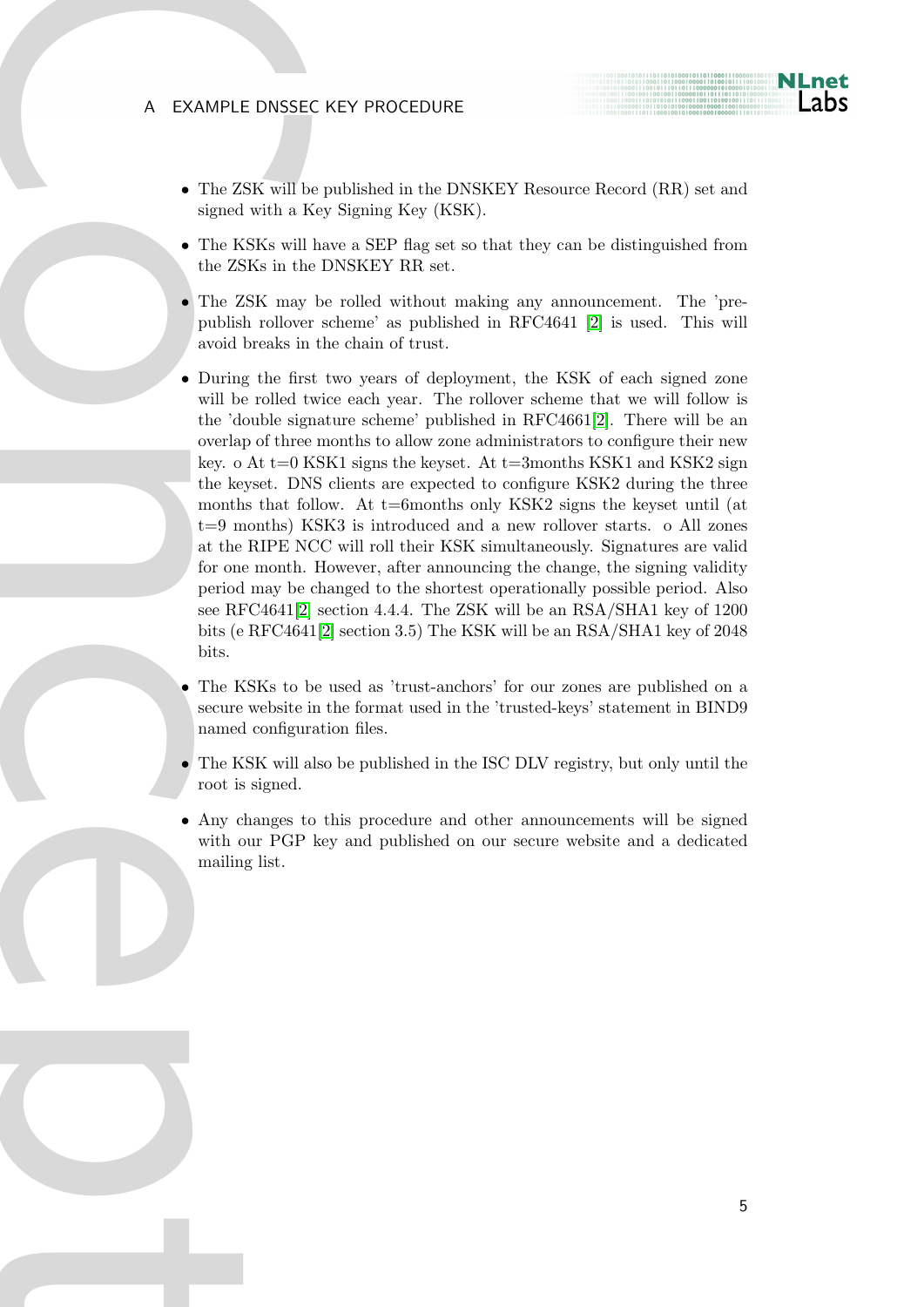- The ZSK will be published in the DNSKEY Resource Record (RR) set and signed with a Key Signing Key (KSK).
- The KSKs will have a SEP flag set so that they can be distinguished from the ZSKs in the DNSKEY RR set.
- The ZSK may be rolled without making any announcement. The 'pre-publish rollover scheme' as published in RFC4641 [2] is used. This will avoid breaks in the chain of trust.
- During the first two years of deployment, the KSK of each signed zone will be rolled twice each year. The rollover scheme that we will follow is the 'double signature scheme' published in RFC4661[2]. There will be an overlap of three months to allow zone administrators to configure their new key. o At t=0 KSK1 signs the keyset. At t=3months KSK1 and KSK2 sign the keyset. DNS clients are expected to configure KSK2 during the three months that follow. At t=6months only KSK2 signs the keyset until (at t=9 months) KSK3 is introduced and a new rollover starts. o All zones at the RIPE NCC will roll their KSK simultaneously. Signatures are valid for one month. However, after announcing the change, the signing validity period may be changed to the shortest operationally possible period. Also see RFC4641[2] section 4.4.4. The ZSK will be an RSA/SHA1 key of 1200 bits (e RFC4641[2] section 3.5) The KSK will be an RSA/SHA1 key of 2048 bits.
- The KSKs to be used as 'trust-anchors' for our zones are published on a secure website in the format used in the 'trusted-keys' statement in BIND9 named configuration files.
- The KSK will also be published in the ISC DLV registry, but only until the root is signed.
- Any changes to this procedure and other announcements will be signed with our PGP key and published on our secure website and a dedicated mailing list.